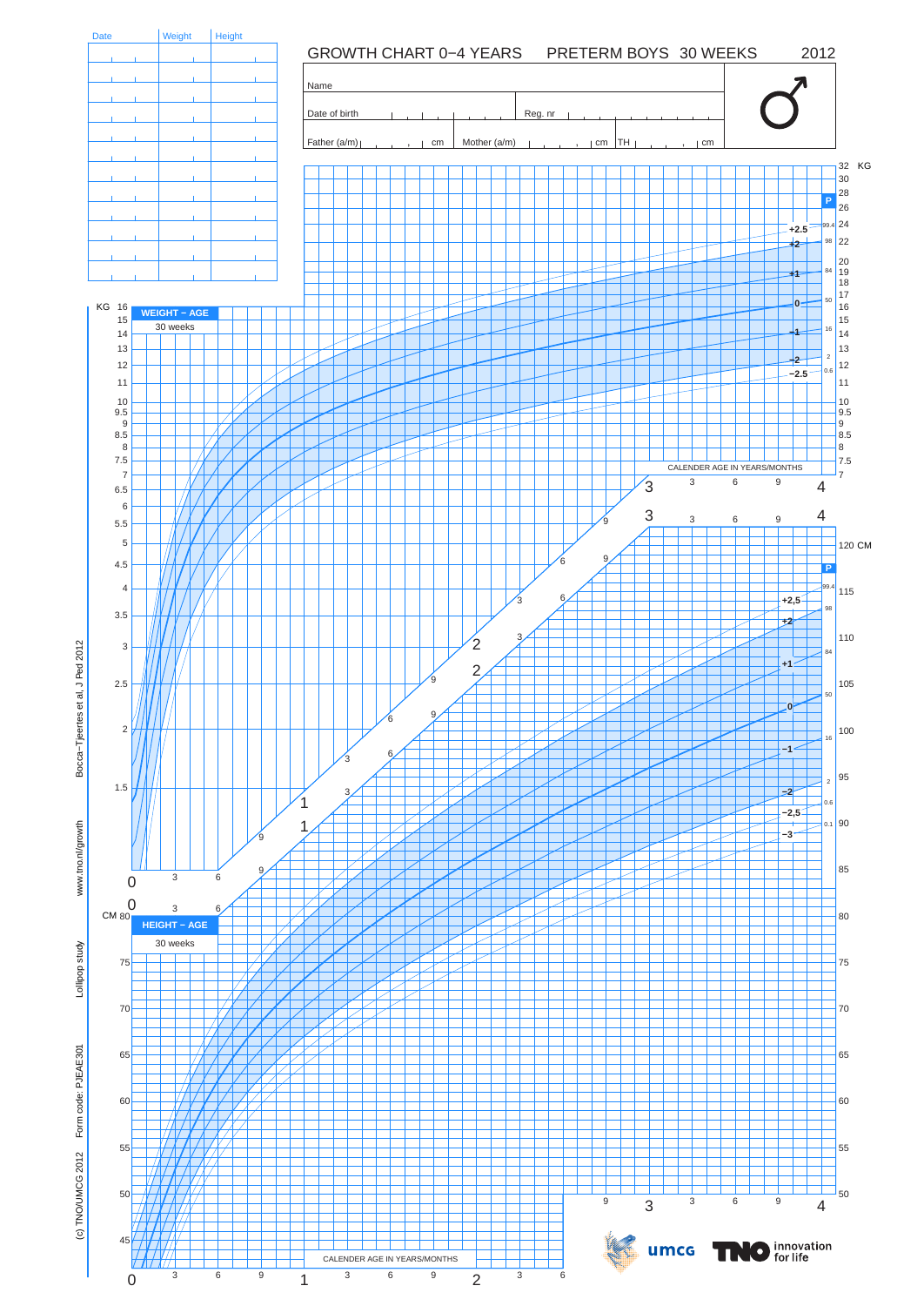# GROWTH CHART 0−4 YEARS PRETERM BOYS 30 WEEKS 2012

| Date | Weight | Height |
| --- | --- | --- |
| | | |
| | | |
| | | |
| | | |
| | | |
| | | |
| | | |
| | | |
| | | |
| | | |
| | | |
| | | |

Name

Date of birth

Reg. nr

Father (a/m) cm

Mother (a/m) cm

TH cm

♂

**WEIGHT − AGE**

30 weeks

**HEIGHT − AGE**

30 weeks

CALENDER AGE IN YEARS/MONTHS

Bocca−Tjeertes et al, J Ped 2012

www.tno.nl/growth

Lollipop study

Form code: PJEAE301

(c) TNO/UMCG 2012

umcg

TNO innovation for life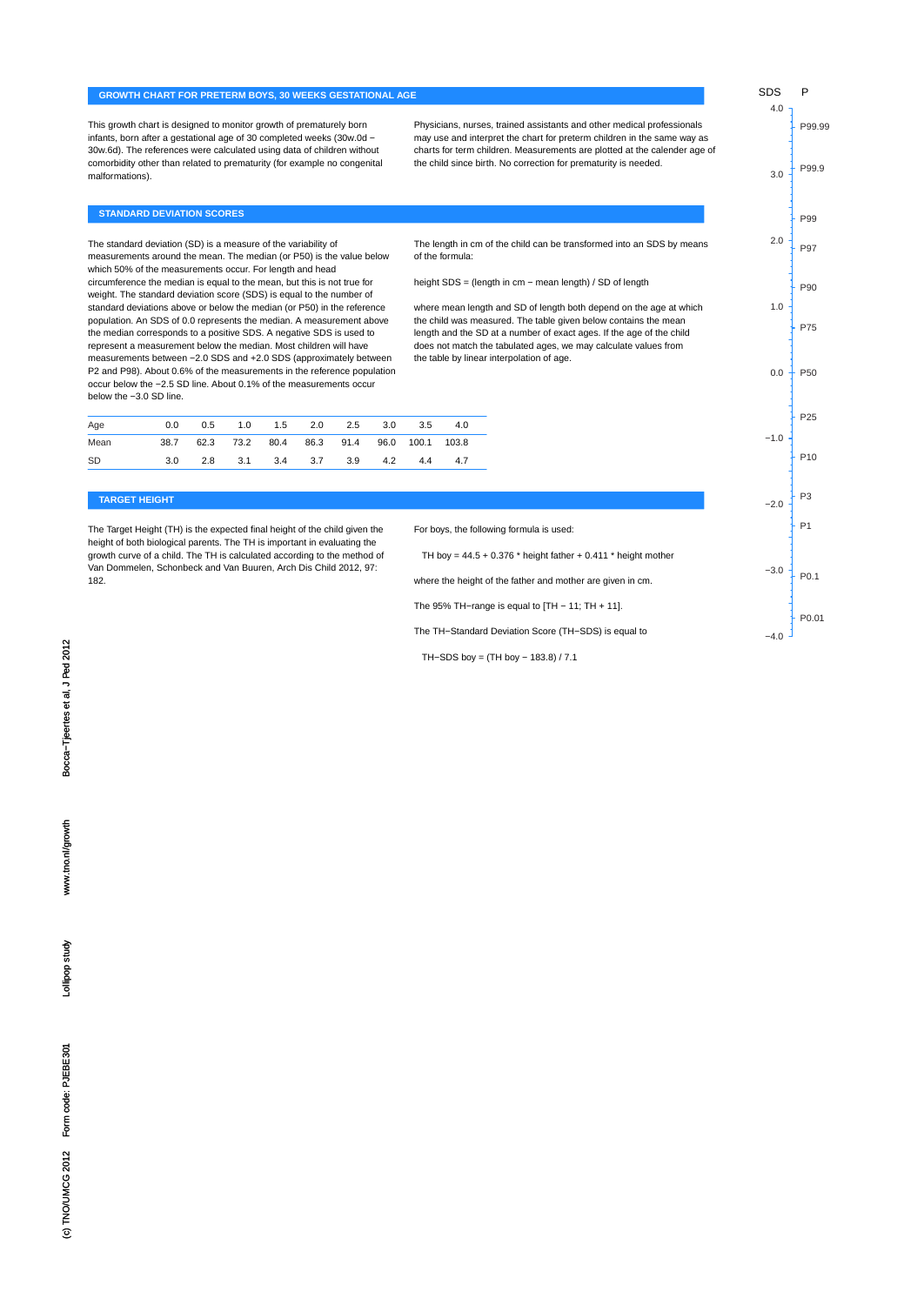## GROWTH CHART FOR PRETERM BOYS, 30 WEEKS GESTATIONAL AGE

This growth chart is designed to monitor growth of prematurely born infants, born after a gestational age of 30 completed weeks (30w.0d − 30w.6d). The references were calculated using data of children without comorbidity other than related to prematurity (for example no congenital malformations).

Physicians, nurses, trained assistants and other medical professionals may use and interpret the chart for preterm children in the same way as charts for term children. Measurements are plotted at the calender age of the child since birth. No correction for prematurity is needed.

## STANDARD DEVIATION SCORES

The standard deviation (SD) is a measure of the variability of measurements around the mean. The median (or P50) is the value below which 50% of the measurements occur. For length and head circumference the median is equal to the mean, but this is not true for weight. The standard deviation score (SDS) is equal to the number of standard deviations above or below the median (or P50) in the reference population. An SDS of 0.0 represents the median. A measurement above the median corresponds to a positive SDS. A negative SDS is used to represent a measurement below the median. Most children will have measurements between −2.0 SDS and +2.0 SDS (approximately between P2 and P98). About 0.6% of the measurements in the reference population occur below the −2.5 SD line. About 0.1% of the measurements occur below the −3.0 SD line.

| Age | 0.0 | 0.5 | 1.0 | 1.5 | 2.0 | 2.5 | 3.0 | 3.5 | 4.0 |
|---|---|---|---|---|---|---|---|---|---|
| Mean | 38.7 | 62.3 | 73.2 | 80.4 | 86.3 | 91.4 | 96.0 | 100.1 | 103.8 |
| SD | 3.0 | 2.8 | 3.1 | 3.4 | 3.7 | 3.9 | 4.2 | 4.4 | 4.7 |

The length in cm of the child can be transformed into an SDS by means of the formula:

height SDS = (length in cm − mean length) / SD of length

where mean length and SD of length both depend on the age at which the child was measured. The table given below contains the mean length and the SD at a number of exact ages. If the age of the child does not match the tabulated ages, we may calculate values from the table by linear interpolation of age.

## TARGET HEIGHT

The Target Height (TH) is the expected final height of the child given the height of both biological parents. The TH is important in evaluating the growth curve of a child. The TH is calculated according to the method of Van Dommelen, Schonbeck and Van Buuren, Arch Dis Child 2012, 97: 182.

For boys, the following formula is used:

TH boy = 44.5 + 0.376 * height father + 0.411 * height mother

where the height of the father and mother are given in cm.

The 95% TH−range is equal to [TH − 11; TH + 11].

The TH−Standard Deviation Score (TH−SDS) is equal to

TH−SDS boy = (TH boy − 183.8) / 7.1

SDS P

4.0 3.0 2.0 1.0 0.0 −1.0 −2.0 −3.0 −4.0

P99.99 P99.9 P99 P97 P90 P75 P50 P25 P10 P3 P1 P0.1 P0.01

(c) TNO/UMCG 2012 Form code: PJEBE301 Lollipop study www.tno.nl/growth Bocca−Tjeertes et al, J Ped 2012